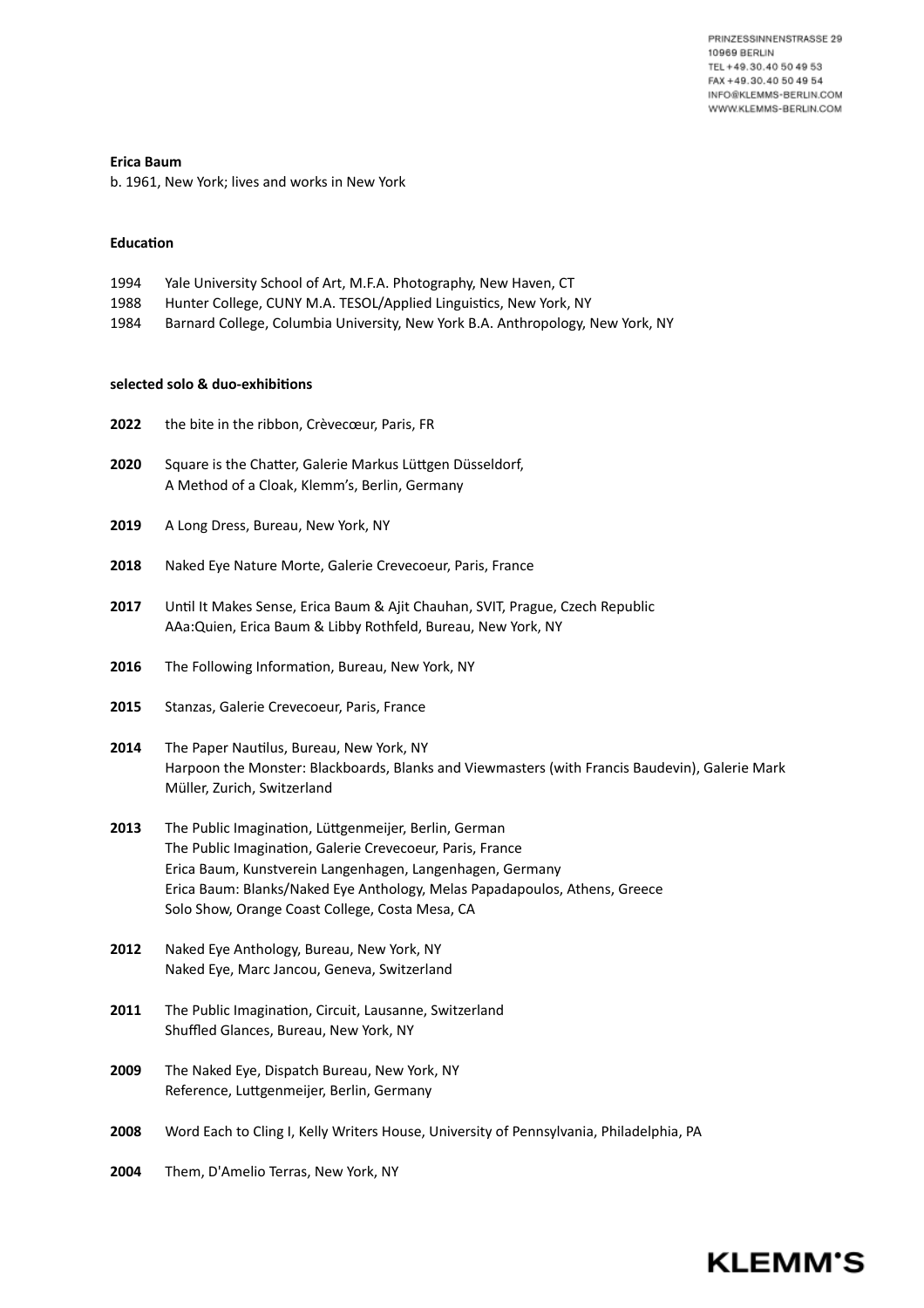PRINZESSINNENSTRASSE 29
10969 BERLIN
TEL +49.30.40 50 49 53
FAX +49.30.40 50 49 54
INFO@KLEMMS-BERLIN.COM
WWW.KLEMMS-BERLIN.COM

**Erica Baum**

b. 1961, New York; lives and works in New York

**Education**

1994 Yale University School of Art, M.F.A. Photography, New Haven, CT
1988 Hunter College, CUNY M.A. TESOL/Applied Linguistics, New York, NY
1984 Barnard College, Columbia University, New York B.A. Anthropology, New York, NY

**selected solo & duo-exhibitions**

**2022** the bite in the ribbon, Crèvecœur, Paris, FR

**2020** Square is the Chatter, Galerie Markus Lüttgen Düsseldorf,
A Method of a Cloak, Klemm's, Berlin, Germany

**2019** A Long Dress, Bureau, New York, NY

**2018** Naked Eye Nature Morte, Galerie Crevecoeur, Paris, France

**2017** Until It Makes Sense, Erica Baum & Ajit Chauhan, SVIT, Prague, Czech Republic
AAa:Quien, Erica Baum & Libby Rothfeld, Bureau, New York, NY

**2016** The Following Information, Bureau, New York, NY

**2015** Stanzas, Galerie Crevecoeur, Paris, France

**2014** The Paper Nautilus, Bureau, New York, NY
Harpoon the Monster: Blackboards, Blanks and Viewmasters (with Francis Baudevin), Galerie Mark Müller, Zurich, Switzerland

**2013** The Public Imagination, Lüttgenmeijer, Berlin, German
The Public Imagination, Galerie Crevecoeur, Paris, France
Erica Baum, Kunstverein Langenhagen, Langenhagen, Germany
Erica Baum: Blanks/Naked Eye Anthology, Melas Papadapoulos, Athens, Greece
Solo Show, Orange Coast College, Costa Mesa, CA

**2012** Naked Eye Anthology, Bureau, New York, NY
Naked Eye, Marc Jancou, Geneva, Switzerland

**2011** The Public Imagination, Circuit, Lausanne, Switzerland
Shuffled Glances, Bureau, New York, NY

**2009** The Naked Eye, Dispatch Bureau, New York, NY
Reference, Luttgenmeijer, Berlin, Germany

**2008** Word Each to Cling I, Kelly Writers House, University of Pennsylvania, Philadelphia, PA

**2004** Them, D'Amelio Terras, New York, NY

KLEMM'S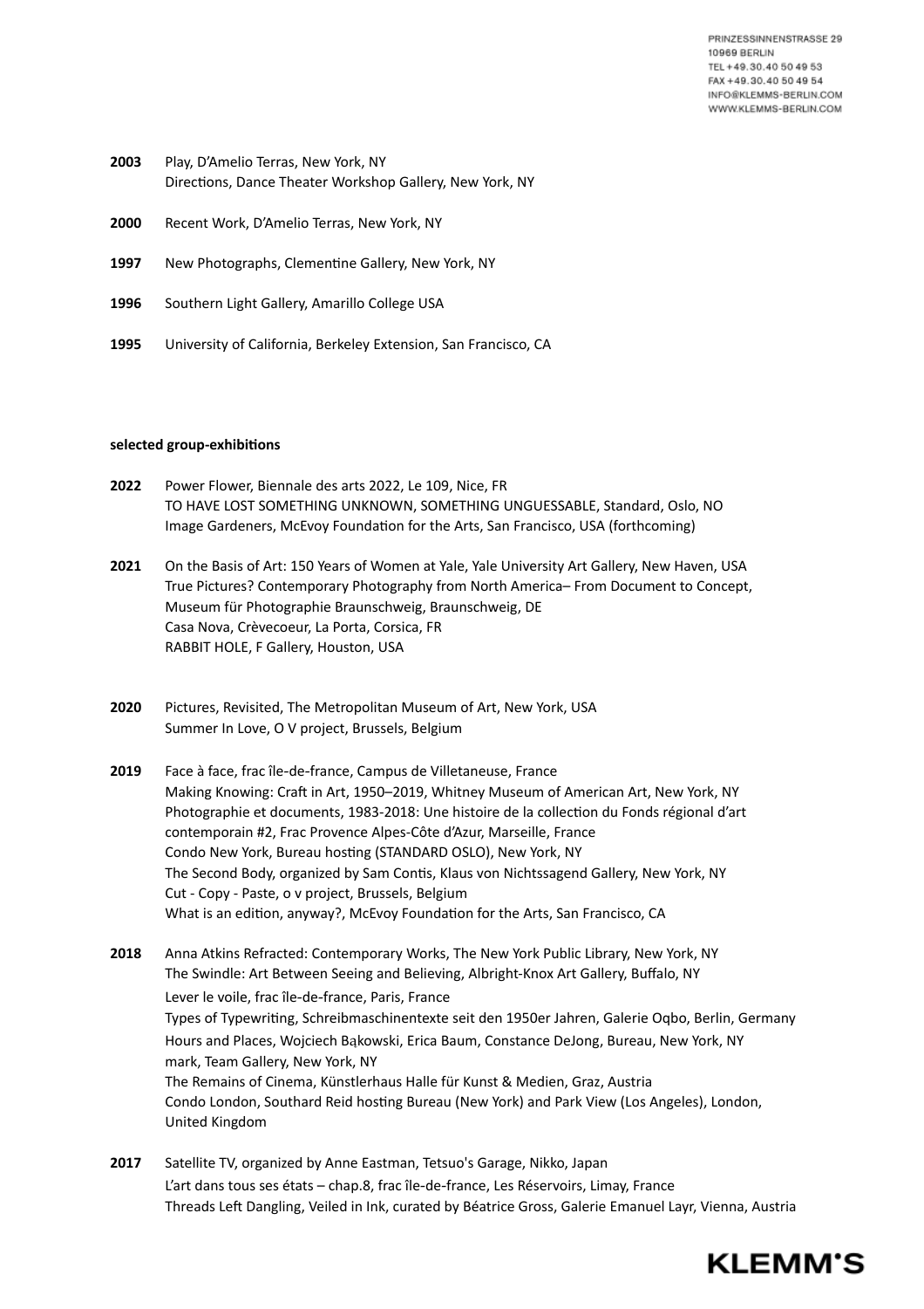**2003** Play, D'Amelio Terras, New York, NY
Directions, Dance Theater Workshop Gallery, New York, NY

**2000** Recent Work, D'Amelio Terras, New York, NY

**1997** New Photographs, Clementine Gallery, New York, NY

**1996** Southern Light Gallery, Amarillo College USA

**1995** University of California, Berkeley Extension, San Francisco, CA

**selected group-exhibitions**

**2022** Power Flower, Biennale des arts 2022, Le 109, Nice, FR
TO HAVE LOST SOMETHING UNKNOWN, SOMETHING UNGUESSABLE, Standard, Oslo, NO
Image Gardeners, McEvoy Foundation for the Arts, San Francisco, USA (forthcoming)

**2021** On the Basis of Art: 150 Years of Women at Yale, Yale University Art Gallery, New Haven, USA
True Pictures? Contemporary Photography from North America– From Document to Concept, Museum für Photographie Braunschweig, Braunschweig, DE
Casa Nova, Crèvecoeur, La Porta, Corsica, FR
RABBIT HOLE, F Gallery, Houston, USA

**2020** Pictures, Revisited, The Metropolitan Museum of Art, New York, USA
Summer In Love, O V project, Brussels, Belgium

**2019** Face à face, frac île-de-france, Campus de Villetaneuse, France
Making Knowing: Craft in Art, 1950–2019, Whitney Museum of American Art, New York, NY
Photographie et documents, 1983-2018: Une histoire de la collection du Fonds régional d'art contemporain #2, Frac Provence Alpes-Côte d'Azur, Marseille, France
Condo New York, Bureau hosting (STANDARD OSLO), New York, NY
The Second Body, organized by Sam Contis, Klaus von Nichtssagend Gallery, New York, NY
Cut - Copy - Paste, o v project, Brussels, Belgium
What is an edition, anyway?, McEvoy Foundation for the Arts, San Francisco, CA

**2018** Anna Atkins Refracted: Contemporary Works, The New York Public Library, New York, NY
The Swindle: Art Between Seeing and Believing, Albright-Knox Art Gallery, Buffalo, NY
Lever le voile, frac île-de-france, Paris, France
Types of Typewriting, Schreibmaschinentexte seit den 1950er Jahren, Galerie Oqbo, Berlin, Germany
Hours and Places, Wojciech Bąkowski, Erica Baum, Constance DeJong, Bureau, New York, NY
mark, Team Gallery, New York, NY
The Remains of Cinema, Künstlerhaus Halle für Kunst & Medien, Graz, Austria
Condo London, Southard Reid hosting Bureau (New York) and Park View (Los Angeles), London, United Kingdom

**2017** Satellite TV, organized by Anne Eastman, Tetsuo's Garage, Nikko, Japan
L'art dans tous ses états – chap.8, frac île-de-france, Les Réservoirs, Limay, France
Threads Left Dangling, Veiled in Ink, curated by Béatrice Gross, Galerie Emanuel Layr, Vienna, Austria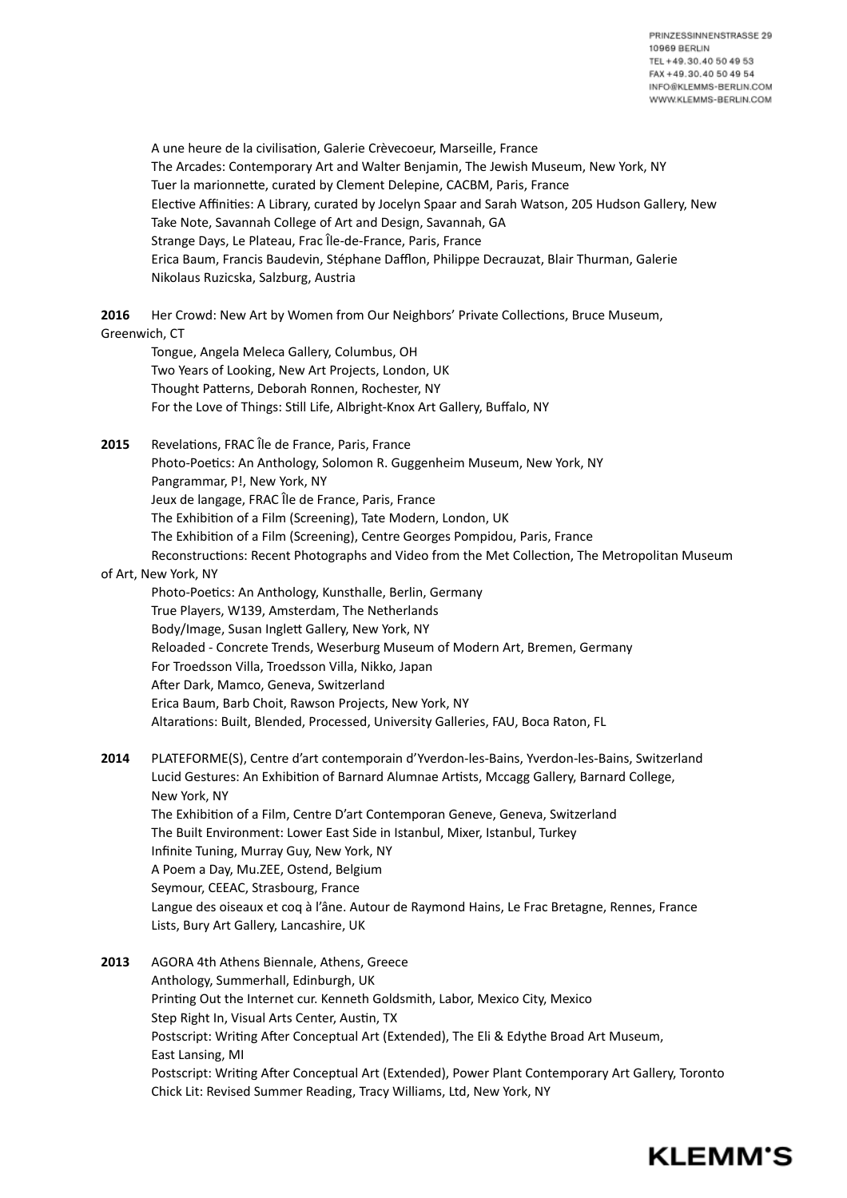A une heure de la civilisation, Galerie Crèvecoeur, Marseille, France
The Arcades: Contemporary Art and Walter Benjamin, The Jewish Museum, New York, NY
Tuer la marionnette, curated by Clement Delepine, CACBM, Paris, France
Elective Affinities: A Library, curated by Jocelyn Spaar and Sarah Watson, 205 Hudson Gallery, New
Take Note, Savannah College of Art and Design, Savannah, GA
Strange Days, Le Plateau, Frac Île-de-France, Paris, France
Erica Baum, Francis Baudevin, Stéphane Dafflon, Philippe Decrauzat, Blair Thurman, Galerie Nikolaus Ruzicska, Salzburg, Austria

**2016** Her Crowd: New Art by Women from Our Neighbors' Private Collections, Bruce Museum, Greenwich, CT
Tongue, Angela Meleca Gallery, Columbus, OH
Two Years of Looking, New Art Projects, London, UK
Thought Patterns, Deborah Ronnen, Rochester, NY
For the Love of Things: Still Life, Albright-Knox Art Gallery, Buffalo, NY

**2015** Revelations, FRAC Île de France, Paris, France
Photo-Poetics: An Anthology, Solomon R. Guggenheim Museum, New York, NY
Pangrammar, P!, New York, NY
Jeux de langage, FRAC Île de France, Paris, France
The Exhibition of a Film (Screening), Tate Modern, London, UK
The Exhibition of a Film (Screening), Centre Georges Pompidou, Paris, France
Reconstructions: Recent Photographs and Video from the Met Collection, The Metropolitan Museum of Art, New York, NY
Photo-Poetics: An Anthology, Kunsthalle, Berlin, Germany
True Players, W139, Amsterdam, The Netherlands
Body/Image, Susan Inglett Gallery, New York, NY
Reloaded - Concrete Trends, Weserburg Museum of Modern Art, Bremen, Germany
For Troedsson Villa, Troedsson Villa, Nikko, Japan
After Dark, Mamco, Geneva, Switzerland
Erica Baum, Barb Choit, Rawson Projects, New York, NY
Altarations: Built, Blended, Processed, University Galleries, FAU, Boca Raton, FL

**2014** PLATEFORME(S), Centre d'art contemporain d'Yverdon-les-Bains, Yverdon-les-Bains, Switzerland
Lucid Gestures: An Exhibition of Barnard Alumnae Artists, Mccagg Gallery, Barnard College, New York, NY
The Exhibition of a Film, Centre D'art Contemporan Geneve, Geneva, Switzerland
The Built Environment: Lower East Side in Istanbul, Mixer, Istanbul, Turkey
Infinite Tuning, Murray Guy, New York, NY
A Poem a Day, Mu.ZEE, Ostend, Belgium
Seymour, CEEAC, Strasbourg, France
Langue des oiseaux et coq à l'âne. Autour de Raymond Hains, Le Frac Bretagne, Rennes, France
Lists, Bury Art Gallery, Lancashire, UK

**2013** AGORA 4th Athens Biennale, Athens, Greece
Anthology, Summerhall, Edinburgh, UK
Printing Out the Internet cur. Kenneth Goldsmith, Labor, Mexico City, Mexico
Step Right In, Visual Arts Center, Austin, TX
Postscript: Writing After Conceptual Art (Extended), The Eli & Edythe Broad Art Museum, East Lansing, MI
Postscript: Writing After Conceptual Art (Extended), Power Plant Contemporary Art Gallery, Toronto
Chick Lit: Revised Summer Reading, Tracy Williams, Ltd, New York, NY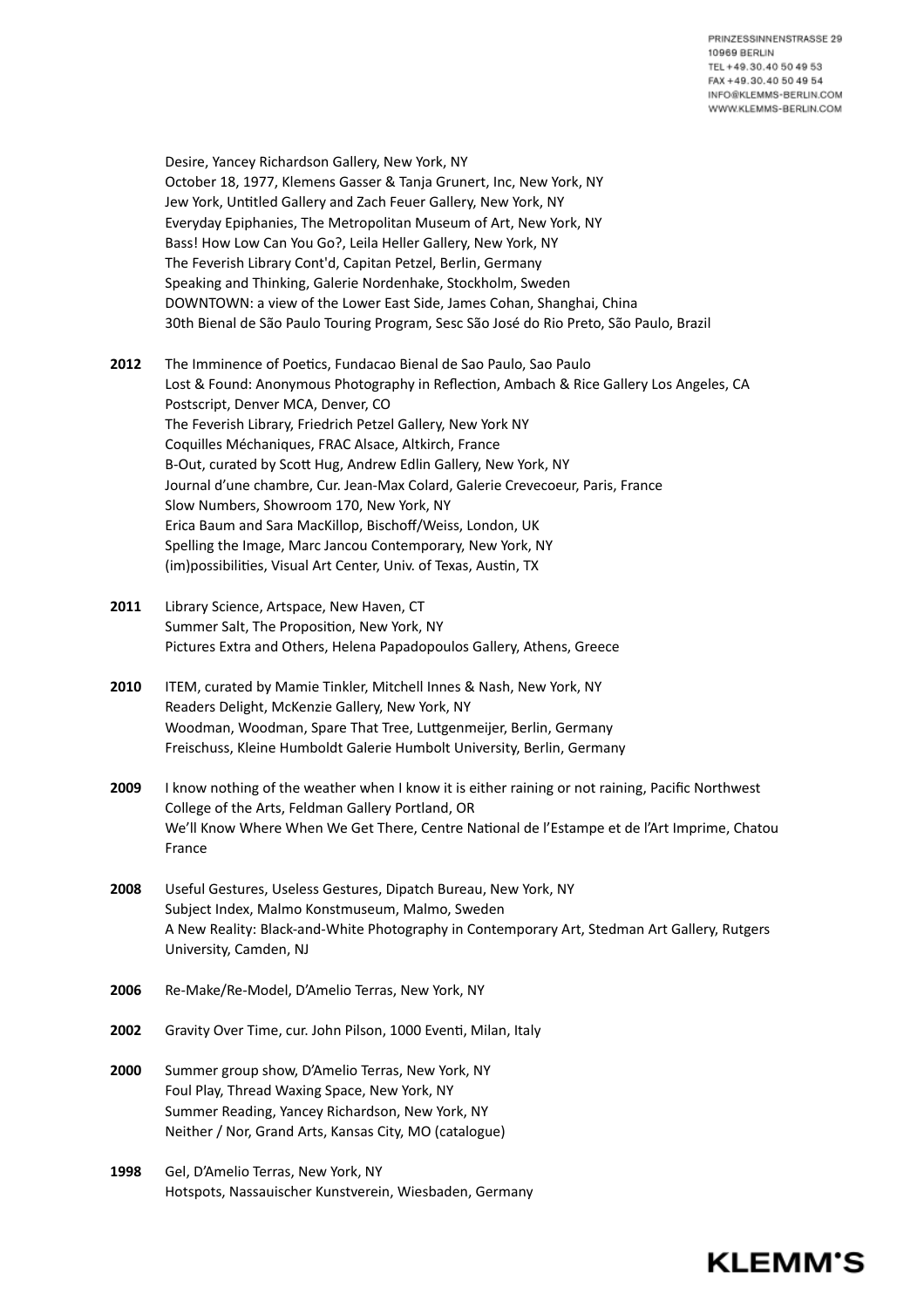Desire, Yancey Richardson Gallery, New York, NY
October 18, 1977, Klemens Gasser & Tanja Grunert, Inc, New York, NY
Jew York, Untitled Gallery and Zach Feuer Gallery, New York, NY
Everyday Epiphanies, The Metropolitan Museum of Art, New York, NY
Bass! How Low Can You Go?, Leila Heller Gallery, New York, NY
The Feverish Library Cont'd, Capitan Petzel, Berlin, Germany
Speaking and Thinking, Galerie Nordenhake, Stockholm, Sweden
DOWNTOWN: a view of the Lower East Side, James Cohan, Shanghai, China
30th Bienal de São Paulo Touring Program, Sesc São José do Rio Preto, São Paulo, Brazil

**2012** The Imminence of Poetics, Fundacao Bienal de Sao Paulo, Sao Paulo
Lost & Found: Anonymous Photography in Reflection, Ambach & Rice Gallery Los Angeles, CA
Postscript, Denver MCA, Denver, CO
The Feverish Library, Friedrich Petzel Gallery, New York NY
Coquilles Méchaniques, FRAC Alsace, Altkirch, France
B-Out, curated by Scott Hug, Andrew Edlin Gallery, New York, NY
Journal d'une chambre, Cur. Jean-Max Colard, Galerie Crevecoeur, Paris, France
Slow Numbers, Showroom 170, New York, NY
Erica Baum and Sara MacKillop, Bischoff/Weiss, London, UK
Spelling the Image, Marc Jancou Contemporary, New York, NY
(im)possibilities, Visual Art Center, Univ. of Texas, Austin, TX

**2011** Library Science, Artspace, New Haven, CT
Summer Salt, The Proposition, New York, NY
Pictures Extra and Others, Helena Papadopoulos Gallery, Athens, Greece

**2010** ITEM, curated by Mamie Tinkler, Mitchell Innes & Nash, New York, NY
Readers Delight, McKenzie Gallery, New York, NY
Woodman, Woodman, Spare That Tree, Luttgenmeijer, Berlin, Germany
Freischuss, Kleine Humboldt Galerie Humbolt University, Berlin, Germany

**2009** I know nothing of the weather when I know it is either raining or not raining, Pacific Northwest College of the Arts, Feldman Gallery Portland, OR
We'll Know Where When We Get There, Centre National de l'Estampe et de l'Art Imprime, Chatou France

**2008** Useful Gestures, Useless Gestures, Dipatch Bureau, New York, NY
Subject Index, Malmo Konstmuseum, Malmo, Sweden
A New Reality: Black-and-White Photography in Contemporary Art, Stedman Art Gallery, Rutgers University, Camden, NJ

**2006** Re-Make/Re-Model, D'Amelio Terras, New York, NY

**2002** Gravity Over Time, cur. John Pilson, 1000 Eventi, Milan, Italy

**2000** Summer group show, D'Amelio Terras, New York, NY
Foul Play, Thread Waxing Space, New York, NY
Summer Reading, Yancey Richardson, New York, NY
Neither / Nor, Grand Arts, Kansas City, MO (catalogue)

**1998** Gel, D'Amelio Terras, New York, NY
Hotspots, Nassauischer Kunstverein, Wiesbaden, Germany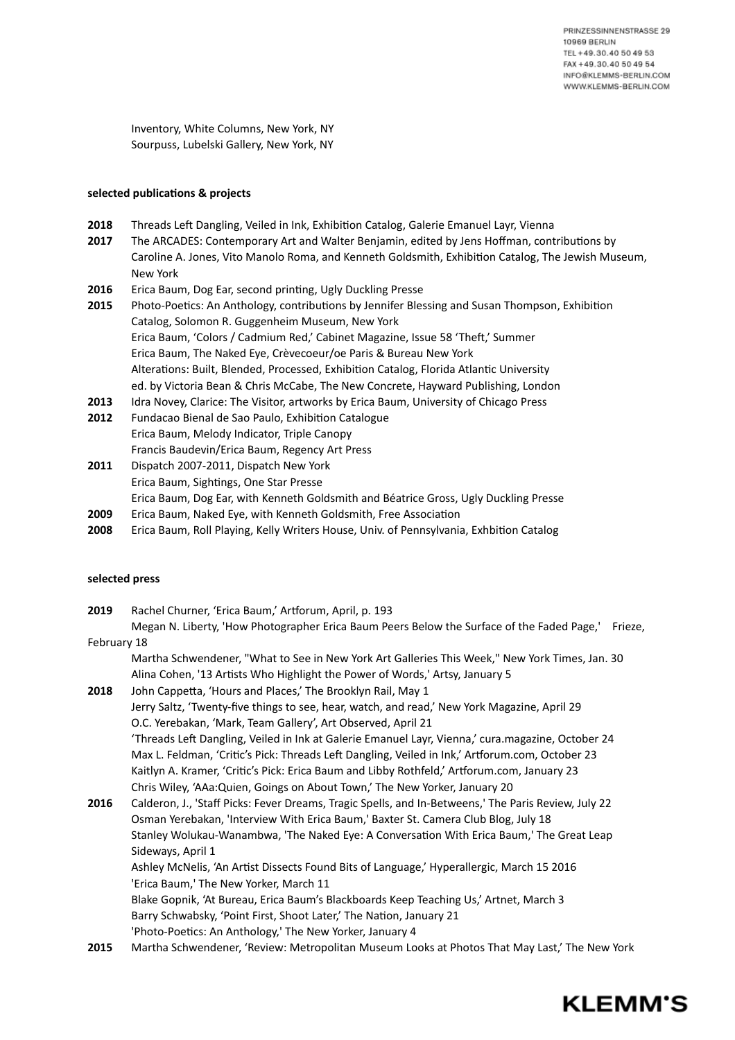Inventory, White Columns, New York, NY
Sourpuss, Lubelski Gallery, New York, NY

**selected publications & projects**

**2018** Threads Left Dangling, Veiled in Ink, Exhibition Catalog, Galerie Emanuel Layr, Vienna
**2017** The ARCADES: Contemporary Art and Walter Benjamin, edited by Jens Hoffman, contributions by Caroline A. Jones, Vito Manolo Roma, and Kenneth Goldsmith, Exhibition Catalog, The Jewish Museum, New York
**2016** Erica Baum, Dog Ear, second printing, Ugly Duckling Presse
**2015** Photo-Poetics: An Anthology, contributions by Jennifer Blessing and Susan Thompson, Exhibition Catalog, Solomon R. Guggenheim Museum, New York
Erica Baum, 'Colors / Cadmium Red,' Cabinet Magazine, Issue 58 'Theft,' Summer
Erica Baum, The Naked Eye, Crèvecoeur/oe Paris & Bureau New York
Alterations: Built, Blended, Processed, Exhibition Catalog, Florida Atlantic University
ed. by Victoria Bean & Chris McCabe, The New Concrete, Hayward Publishing, London
**2013** Idra Novey, Clarice: The Visitor, artworks by Erica Baum, University of Chicago Press
**2012** Fundacao Bienal de Sao Paulo, Exhibition Catalogue
Erica Baum, Melody Indicator, Triple Canopy
Francis Baudevin/Erica Baum, Regency Art Press
**2011** Dispatch 2007-2011, Dispatch New York
Erica Baum, Sightings, One Star Presse
Erica Baum, Dog Ear, with Kenneth Goldsmith and Béatrice Gross, Ugly Duckling Presse
**2009** Erica Baum, Naked Eye, with Kenneth Goldsmith, Free Association
**2008** Erica Baum, Roll Playing, Kelly Writers House, Univ. of Pennsylvania, Exhbition Catalog

**selected press**

**2019** Rachel Churner, 'Erica Baum,' Artforum, April, p. 193
Megan N. Liberty, 'How Photographer Erica Baum Peers Below the Surface of the Faded Page,' Frieze, February 18
Martha Schwendener, "What to See in New York Art Galleries This Week," New York Times, Jan. 30
Alina Cohen, '13 Artists Who Highlight the Power of Words,' Artsy, January 5
**2018** John Cappetta, 'Hours and Places,' The Brooklyn Rail, May 1
Jerry Saltz, 'Twenty-five things to see, hear, watch, and read,' New York Magazine, April 29
O.C. Yerebakan, 'Mark, Team Gallery', Art Observed, April 21
'Threads Left Dangling, Veiled in Ink at Galerie Emanuel Layr, Vienna,' cura.magazine, October 24
Max L. Feldman, 'Critic's Pick: Threads Left Dangling, Veiled in Ink,' Artforum.com, October 23
Kaitlyn A. Kramer, 'Critic's Pick: Erica Baum and Libby Rothfeld,' Artforum.com, January 23
Chris Wiley, 'AAa:Quien, Goings on About Town,' The New Yorker, January 20
**2016** Calderon, J., 'Staff Picks: Fever Dreams, Tragic Spells, and In-Betweens,' The Paris Review, July 22
Osman Yerebakan, 'Interview With Erica Baum,' Baxter St. Camera Club Blog, July 18
Stanley Wolukau-Wanambwa, 'The Naked Eye: A Conversation With Erica Baum,' The Great Leap Sideways, April 1
Ashley McNelis, 'An Artist Dissects Found Bits of Language,' Hyperallergic, March 15 2016
'Erica Baum,' The New Yorker, March 11
Blake Gopnik, 'At Bureau, Erica Baum's Blackboards Keep Teaching Us,' Artnet, March 3
Barry Schwabsky, 'Point First, Shoot Later,' The Nation, January 21
'Photo-Poetics: An Anthology,' The New Yorker, January 4
**2015** Martha Schwendener, 'Review: Metropolitan Museum Looks at Photos That May Last,' The New York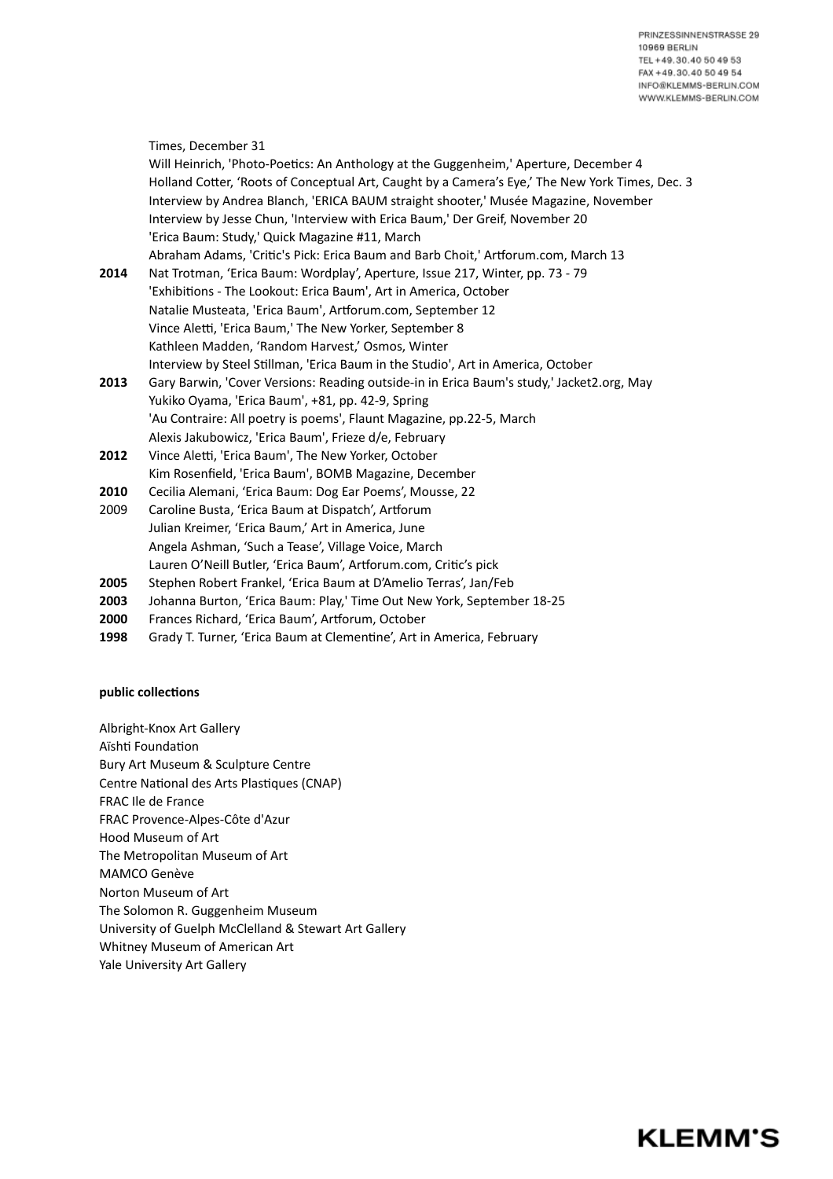Times, December 31

Will Heinrich, 'Photo-Poetics: An Anthology at the Guggenheim,' Aperture, December 4

Holland Cotter, 'Roots of Conceptual Art, Caught by a Camera's Eye,' The New York Times, Dec. 3

Interview by Andrea Blanch, 'ERICA BAUM straight shooter,' Musée Magazine, November

Interview by Jesse Chun, 'Interview with Erica Baum,' Der Greif, November 20

'Erica Baum: Study,' Quick Magazine #11, March

Abraham Adams, 'Critic's Pick: Erica Baum and Barb Choit,' Artforum.com, March 13

**2014** Nat Trotman, 'Erica Baum: Wordplay', Aperture, Issue 217, Winter, pp. 73 - 79

'Exhibitions - The Lookout: Erica Baum', Art in America, October

Natalie Musteata, 'Erica Baum', Artforum.com, September 12

Vince Aletti, 'Erica Baum,' The New Yorker, September 8

Kathleen Madden, 'Random Harvest,' Osmos, Winter

Interview by Steel Stillman, 'Erica Baum in the Studio', Art in America, October

**2013** Gary Barwin, 'Cover Versions: Reading outside-in in Erica Baum's study,' Jacket2.org, May

Yukiko Oyama, 'Erica Baum', +81, pp. 42-9, Spring

'Au Contraire: All poetry is poems', Flaunt Magazine, pp.22-5, March

Alexis Jakubowicz, 'Erica Baum', Frieze d/e, February

**2012** Vince Aletti, 'Erica Baum', The New Yorker, October

Kim Rosenfield, 'Erica Baum', BOMB Magazine, December

**2010** Cecilia Alemani, 'Erica Baum: Dog Ear Poems', Mousse, 22

2009 Caroline Busta, 'Erica Baum at Dispatch', Artforum

Julian Kreimer, 'Erica Baum,' Art in America, June

Angela Ashman, 'Such a Tease', Village Voice, March

Lauren O'Neill Butler, 'Erica Baum', Artforum.com, Critic's pick

**2005** Stephen Robert Frankel, 'Erica Baum at D'Amelio Terras', Jan/Feb

**2003** Johanna Burton, 'Erica Baum: Play,' Time Out New York, September 18-25

**2000** Frances Richard, 'Erica Baum', Artforum, October

**1998** Grady T. Turner, 'Erica Baum at Clementine', Art in America, February

**public collections**

Albright-Knox Art Gallery

Aïshti Foundation

Bury Art Museum & Sculpture Centre

Centre National des Arts Plastiques (CNAP)

FRAC Ile de France

FRAC Provence-Alpes-Côte d'Azur

Hood Museum of Art

The Metropolitan Museum of Art

MAMCO Genève

Norton Museum of Art

The Solomon R. Guggenheim Museum

University of Guelph McClelland & Stewart Art Gallery

Whitney Museum of American Art

Yale University Art Gallery